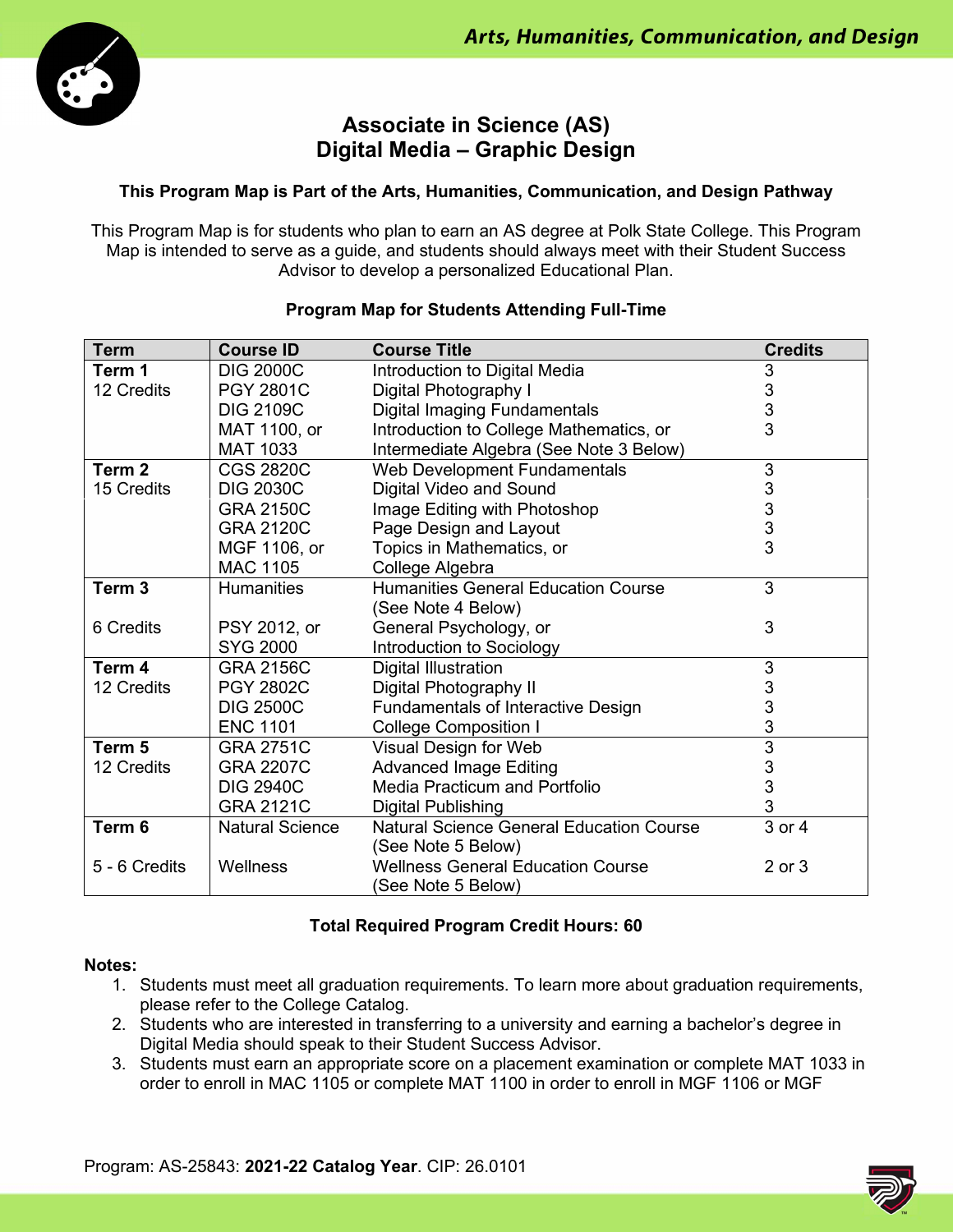# Associate in Science (AS)
# Digital Media – Graphic Design

**This Program Map is Part of the Arts, Humanities, Communication, and Design Pathway**

This Program Map is for students who plan to earn an AS degree at Polk State College. This Program Map is intended to serve as a guide, and students should always meet with their Student Success Advisor to develop a personalized Educational Plan.

**Program Map for Students Attending Full-Time**

| Term | Course ID | Course Title | Credits |
|---|---|---|---|
| **Term 1** 12 Credits | DIG 2000C | Introduction to Digital Media | 3 |
| | PGY 2801C | Digital Photography I | 3 |
| | DIG 2109C | Digital Imaging Fundamentals | 3 |
| | MAT 1100, or MAT 1033 | Introduction to College Mathematics, or Intermediate Algebra (See Note 3 Below) | 3 |
| **Term 2** 15 Credits | CGS 2820C | Web Development Fundamentals | 3 |
| | DIG 2030C | Digital Video and Sound | 3 |
| | GRA 2150C | Image Editing with Photoshop | 3 |
| | GRA 2120C | Page Design and Layout | 3 |
| | MGF 1106, or MAC 1105 | Topics in Mathematics, or College Algebra | 3 |
| **Term 3** 6 Credits | Humanities | Humanities General Education Course (See Note 4 Below) | 3 |
| | PSY 2012, or SYG 2000 | General Psychology, or Introduction to Sociology | 3 |
| **Term 4** 12 Credits | GRA 2156C | Digital Illustration | 3 |
| | PGY 2802C | Digital Photography II | 3 |
| | DIG 2500C | Fundamentals of Interactive Design | 3 |
| | ENC 1101 | College Composition I | 3 |
| **Term 5** 12 Credits | GRA 2751C | Visual Design for Web | 3 |
| | GRA 2207C | Advanced Image Editing | 3 |
| | DIG 2940C | Media Practicum and Portfolio | 3 |
| | GRA 2121C | Digital Publishing | 3 |
| **Term 6** 5 - 6 Credits | Natural Science | Natural Science General Education Course (See Note 5 Below) | 3 or 4 |
| | Wellness | Wellness General Education Course (See Note 5 Below) | 2 or 3 |

**Total Required Program Credit Hours: 60**

**Notes:**

1. Students must meet all graduation requirements. To learn more about graduation requirements, please refer to the College Catalog.
2. Students who are interested in transferring to a university and earning a bachelor's degree in Digital Media should speak to their Student Success Advisor.
3. Students must earn an appropriate score on a placement examination or complete MAT 1033 in order to enroll in MAC 1105 or complete MAT 1100 in order to enroll in MGF 1106 or MGF

Program: AS-25843: **2021-22 Catalog Year**. CIP: 26.0101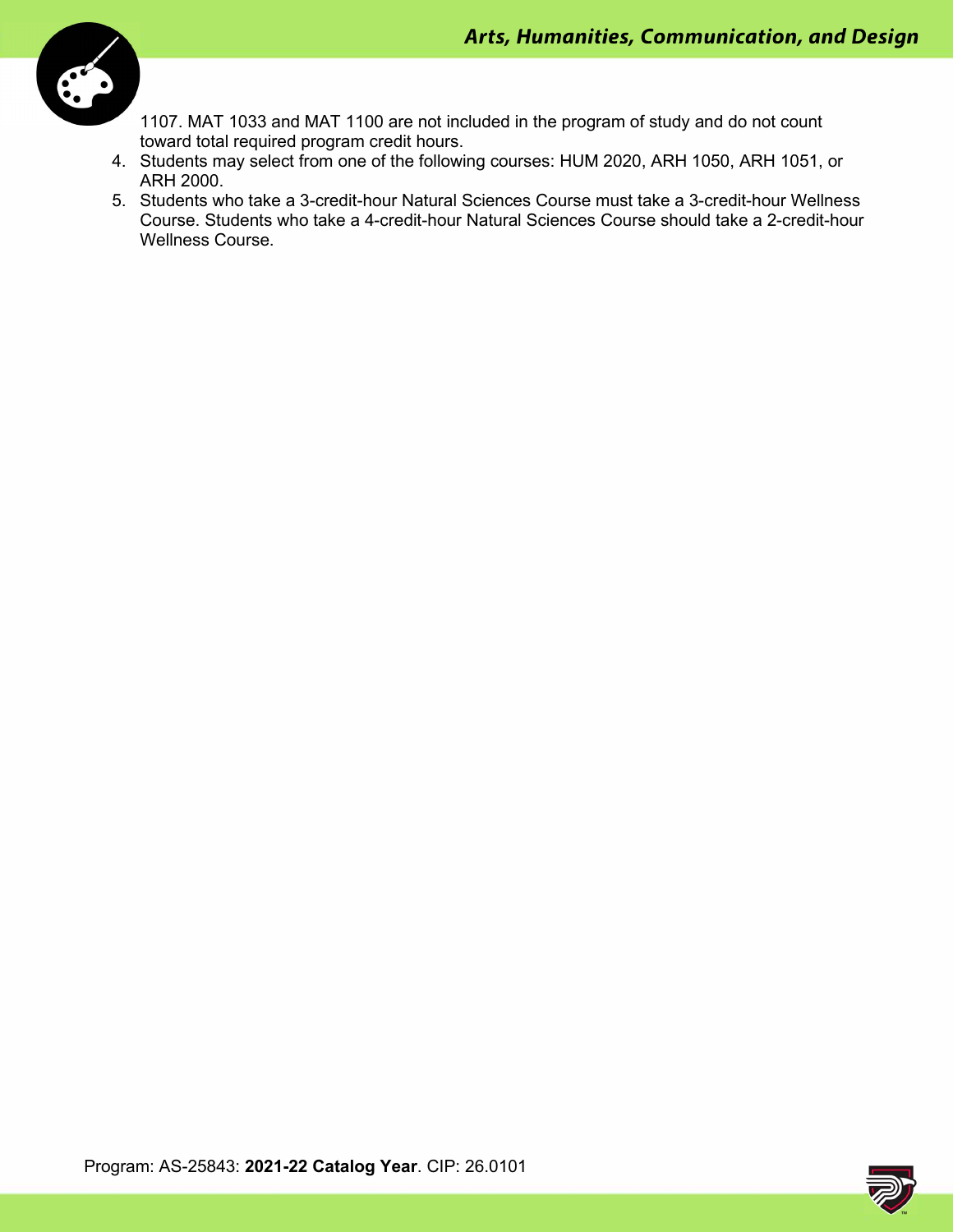1107. MAT 1033 and MAT 1100 are not included in the program of study and do not count toward total required program credit hours.

4. Students may select from one of the following courses: HUM 2020, ARH 1050, ARH 1051, or ARH 2000.
5. Students who take a 3-credit-hour Natural Sciences Course must take a 3-credit-hour Wellness Course. Students who take a 4-credit-hour Natural Sciences Course should take a 2-credit-hour Wellness Course.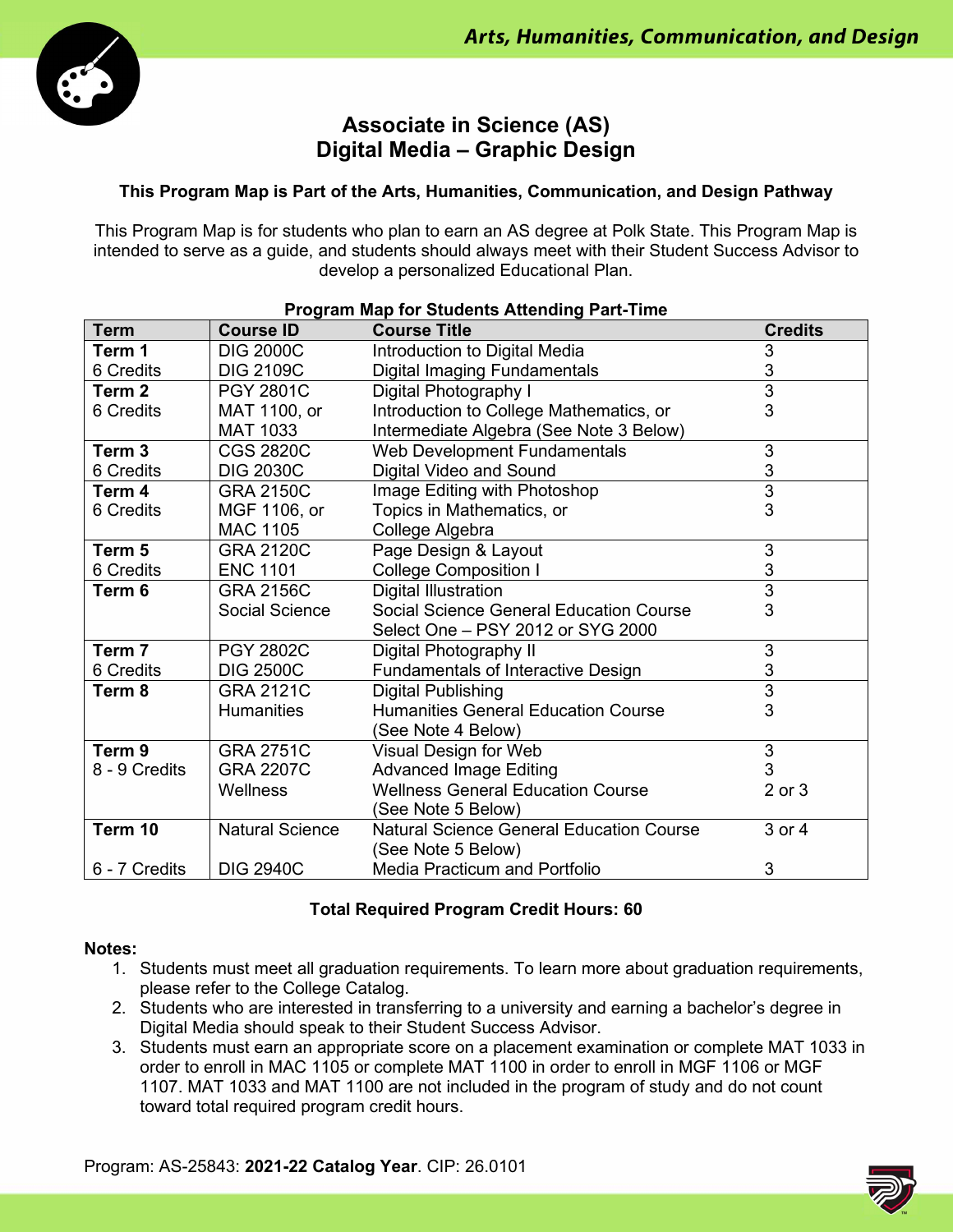# Associate in Science (AS) Digital Media – Graphic Design

**This Program Map is Part of the Arts, Humanities, Communication, and Design Pathway**

This Program Map is for students who plan to earn an AS degree at Polk State. This Program Map is intended to serve as a guide, and students should always meet with their Student Success Advisor to develop a personalized Educational Plan.

**Program Map for Students Attending Part-Time**

| Term | Course ID | Course Title | Credits |
|---|---|---|---|
| **Term 1** 6 Credits | DIG 2000C<br>DIG 2109C | Introduction to Digital Media<br>Digital Imaging Fundamentals | 3<br>3 |
| **Term 2** 6 Credits | PGY 2801C<br>MAT 1100, or<br>MAT 1033 | Digital Photography I<br>Introduction to College Mathematics, or<br>Intermediate Algebra (See Note 3 Below) | 3<br>3 |
| **Term 3** 6 Credits | CGS 2820C<br>DIG 2030C | Web Development Fundamentals<br>Digital Video and Sound | 3<br>3 |
| **Term 4** 6 Credits | GRA 2150C<br>MGF 1106, or<br>MAC 1105 | Image Editing with Photoshop<br>Topics in Mathematics, or<br>College Algebra | 3<br>3 |
| **Term 5** 6 Credits | GRA 2120C<br>ENC 1101 | Page Design & Layout<br>College Composition I | 3<br>3 |
| **Term 6** | GRA 2156C<br>Social Science | Digital Illustration<br>Social Science General Education Course<br>Select One – PSY 2012 or SYG 2000 | 3<br>3 |
| **Term 7** 6 Credits | PGY 2802C<br>DIG 2500C | Digital Photography II<br>Fundamentals of Interactive Design | 3<br>3 |
| **Term 8** | GRA 2121C<br>Humanities | Digital Publishing<br>Humanities General Education Course<br>(See Note 4 Below) | 3<br>3 |
| **Term 9** 8 - 9 Credits | GRA 2751C<br>GRA 2207C<br>Wellness | Visual Design for Web<br>Advanced Image Editing<br>Wellness General Education Course<br>(See Note 5 Below) | 3<br>3<br>2 or 3 |
| **Term 10** 6 - 7 Credits | Natural Science<br>DIG 2940C | Natural Science General Education Course<br>(See Note 5 Below)<br>Media Practicum and Portfolio | 3 or 4<br>3 |

**Total Required Program Credit Hours: 60**

**Notes:**

1. Students must meet all graduation requirements. To learn more about graduation requirements, please refer to the College Catalog.
2. Students who are interested in transferring to a university and earning a bachelor's degree in Digital Media should speak to their Student Success Advisor.
3. Students must earn an appropriate score on a placement examination or complete MAT 1033 in order to enroll in MAC 1105 or complete MAT 1100 in order to enroll in MGF 1106 or MGF 1107. MAT 1033 and MAT 1100 are not included in the program of study and do not count toward total required program credit hours.

Program: AS-25843: **2021-22 Catalog Year**. CIP: 26.0101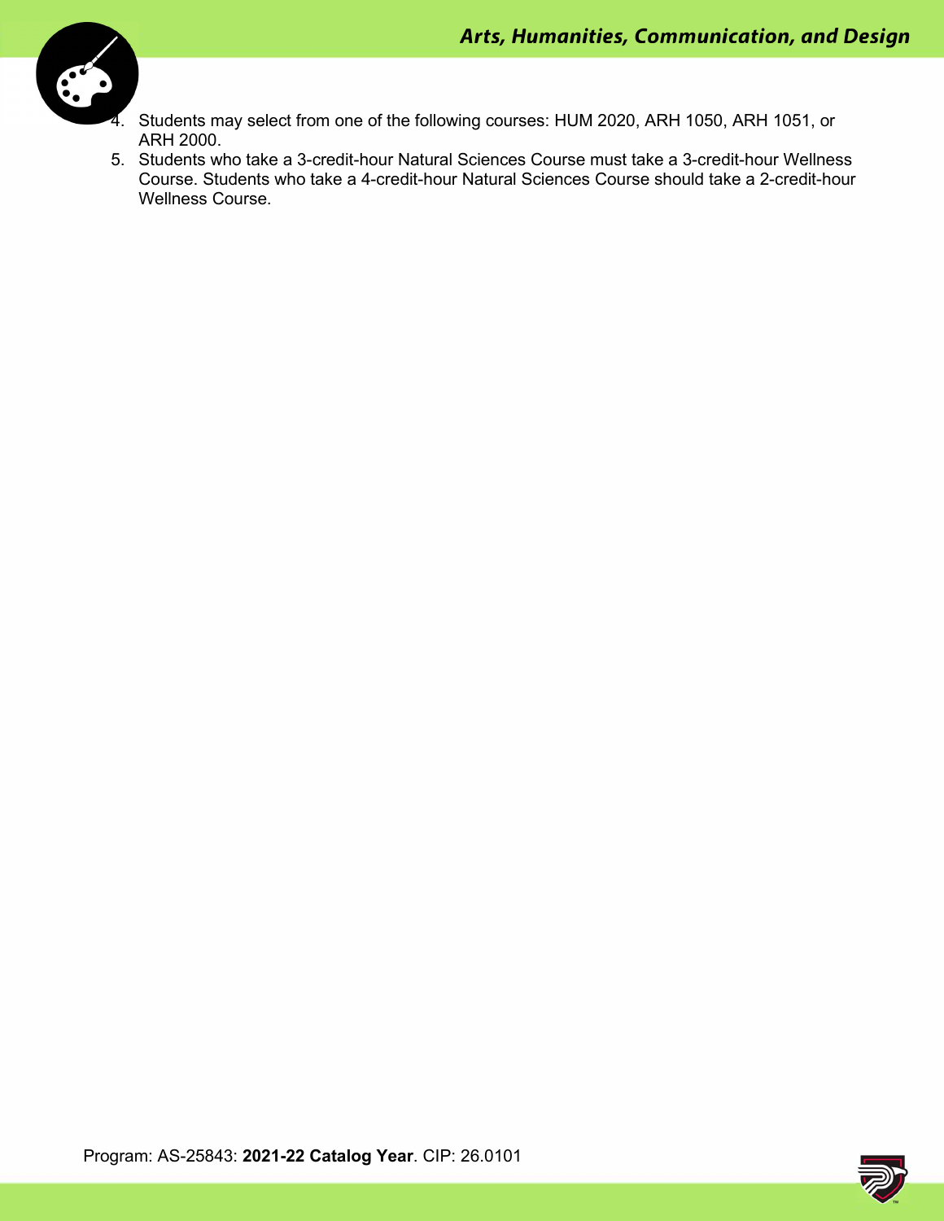4. Students may select from one of the following courses: HUM 2020, ARH 1050, ARH 1051, or ARH 2000.
5. Students who take a 3-credit-hour Natural Sciences Course must take a 3-credit-hour Wellness Course. Students who take a 4-credit-hour Natural Sciences Course should take a 2-credit-hour Wellness Course.